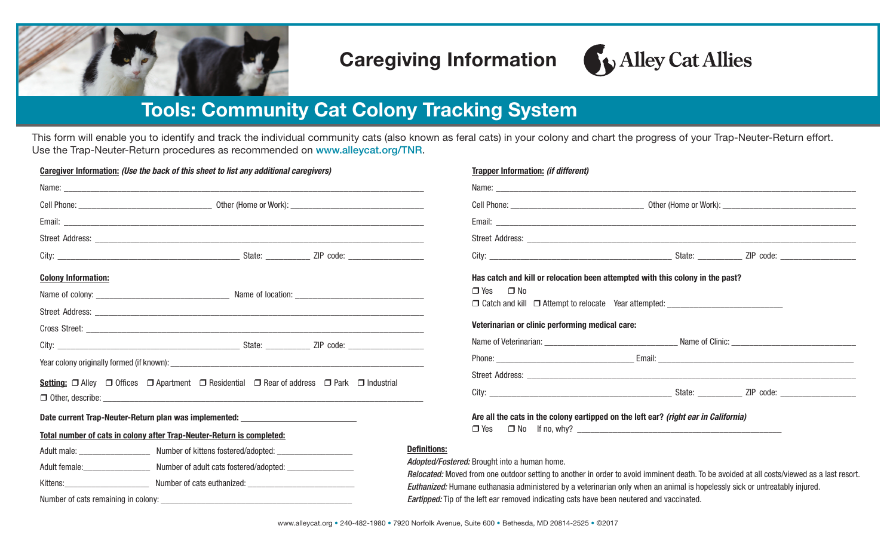# Caregiving Information

Alley Cat Allies

## Tools: Community Cat Colony Tracking System

This form will enable you to identify and track the individual community cats (also known as feral cats) in your colony and chart the progress of your Trap-Neuter-Return effort. Use the Trap-Neuter-Return procedures as recommended on www.alleycat.org/TNR.

**Caregiver Information:** ***(Use the back of this sheet to list any additional caregivers)***

Name: ______________________________

Cell Phone: ______________ Other (Home or Work): ______________

Email: ______________________________

Street Address: ______________________________

City: ______________ State: ________ ZIP code: ________

**Colony Information:**

Name of colony: ______________ Name of location: ______________

Street Address: ______________________________

Cross Street: ______________________________

City: ______________ State: ________ ZIP code: ________

Year colony originally formed (if known): ______________

**Setting:** ❒ Alley ❒ Offices ❒ Apartment ❒ Residential ❒ Rear of address ❒ Park ❒ Industrial

❒ Other, describe: ______________________________

**Date current Trap-Neuter-Return plan was implemented:** ______________

**Total number of cats in colony after Trap-Neuter-Return is completed:**

Adult male: ________ Number of kittens fostered/adopted: ________

Adult female: ________ Number of adult cats fostered/adopted: ________

Kittens: ________ Number of cats euthanized: ________

Number of cats remaining in colony: ______________

**Trapper Information:** ***(if different)***

Name: ______________________________

Cell Phone: ______________ Other (Home or Work): ______________

Email: ______________________________

Street Address: ______________________________

City: ______________ State: ________ ZIP code: ________

**Has catch and kill or relocation been attempted with this colony in the past?**

❒ Yes ❒ No

❒ Catch and kill ❒ Attempt to relocate Year attempted: ______________

**Veterinarian or clinic performing medical care:**

Name of Veterinarian: ______________ Name of Clinic: ______________

Phone: ______________ Email: ______________

Street Address: ______________________________

City: ______________ State: ________ ZIP code: ________

**Are all the cats in the colony eartipped on the left ear?** ***(right ear in California)***

❒ Yes ❒ No If no, why? ______________

**Definitions:**

*Adopted/Fostered:* Brought into a human home.

*Relocated:* Moved from one outdoor setting to another in order to avoid imminent death. To be avoided at all costs/viewed as a last resort.

*Euthanized:* Humane euthanasia administered by a veterinarian only when an animal is hopelessly sick or untreatably injured.

*Eartipped:* Tip of the left ear removed indicating cats have been neutered and vaccinated.

www.alleycat.org • 240-482-1980 • 7920 Norfolk Avenue, Suite 600 • Bethesda, MD 20814-2525 • ©2017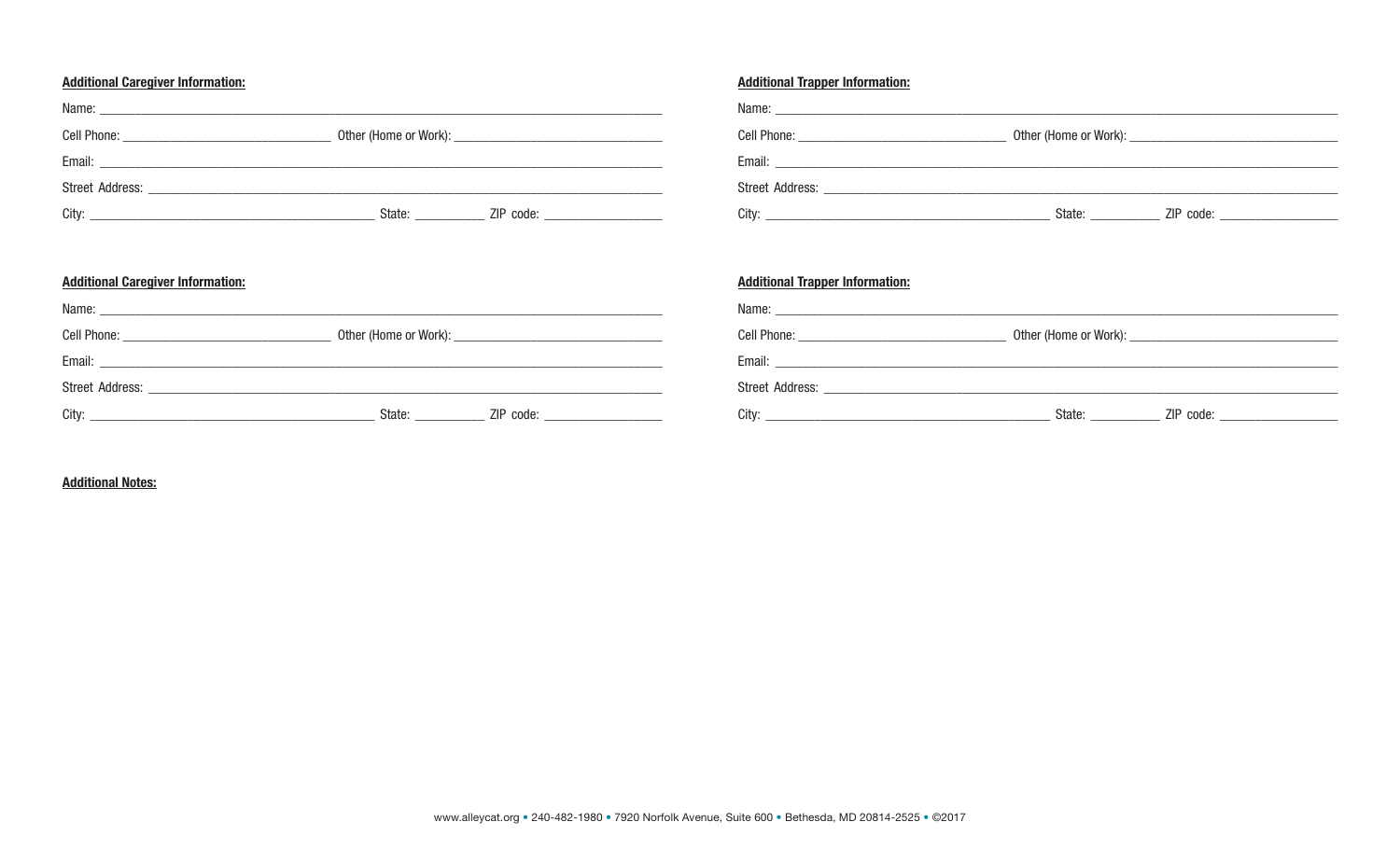**Additional Caregiver Information:**

Name: ______________________________________________

Cell Phone: ____________________ Other (Home or Work): ____________________

Email: ______________________________________________

Street Address: ______________________________________________

City: ____________________________ State: ________ ZIP code: ____________

**Additional Caregiver Information:**

Name: ______________________________________________

Cell Phone: ____________________ Other (Home or Work): ____________________

Email: ______________________________________________

Street Address: ______________________________________________

City: ____________________________ State: ________ ZIP code: ____________

**Additional Trapper Information:**

Name: ______________________________________________

Cell Phone: ____________________ Other (Home or Work): ____________________

Email: ______________________________________________

Street Address: ______________________________________________

City: ____________________________ State: ________ ZIP code: ____________

**Additional Trapper Information:**

Name: ______________________________________________

Cell Phone: ____________________ Other (Home or Work): ____________________

Email: ______________________________________________

Street Address: ______________________________________________

City: ____________________________ State: ________ ZIP code: ____________

**Additional Notes:**

www.alleycat.org • 240-482-1980 • 7920 Norfolk Avenue, Suite 600 • Bethesda, MD 20814-2525 • ©2017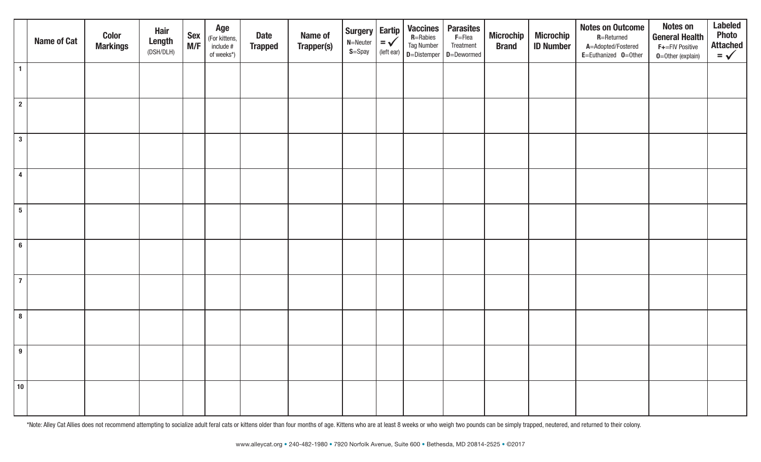| | Name of Cat | Color Markings | Hair Length (DSH/DLH) | Sex M/F | Age (For kittens, include # of weeks*) | Date Trapped | Name of Trapper(s) | Surgery N=Neuter S=Spay | Eartip = ✓ (left ear) | Vaccines R=Rabies Tag Number D=Distemper | Parasites F=Flea Treatment D=Dewormed | Microchip Brand | Microchip ID Number | Notes on Outcome R=Returned A=Adopted/Fostered E=Euthanized O=Other | Notes on General Health F+=FIV Positive O=Other (explain) | Labeled Photo Attached = ✓ |
|---|---|---|---|---|---|---|---|---|---|---|---|---|---|---|---|---|
| 1 | | | | | | | | | | | | | | | | |
| 2 | | | | | | | | | | | | | | | | |
| 3 | | | | | | | | | | | | | | | | |
| 4 | | | | | | | | | | | | | | | | |
| 5 | | | | | | | | | | | | | | | | |
| 6 | | | | | | | | | | | | | | | | |
| 7 | | | | | | | | | | | | | | | | |
| 8 | | | | | | | | | | | | | | | | |
| 9 | | | | | | | | | | | | | | | | |
| 10 | | | | | | | | | | | | | | | | |

*Note: Alley Cat Allies does not recommend attempting to socialize adult feral cats or kittens older than four months of age. Kittens who are at least 8 weeks or who weigh two pounds can be simply trapped, neutered, and returned to their colony.

www.alleycat.org • 240-482-1980 • 7920 Norfolk Avenue, Suite 600 • Bethesda, MD 20814-2525 • ©2017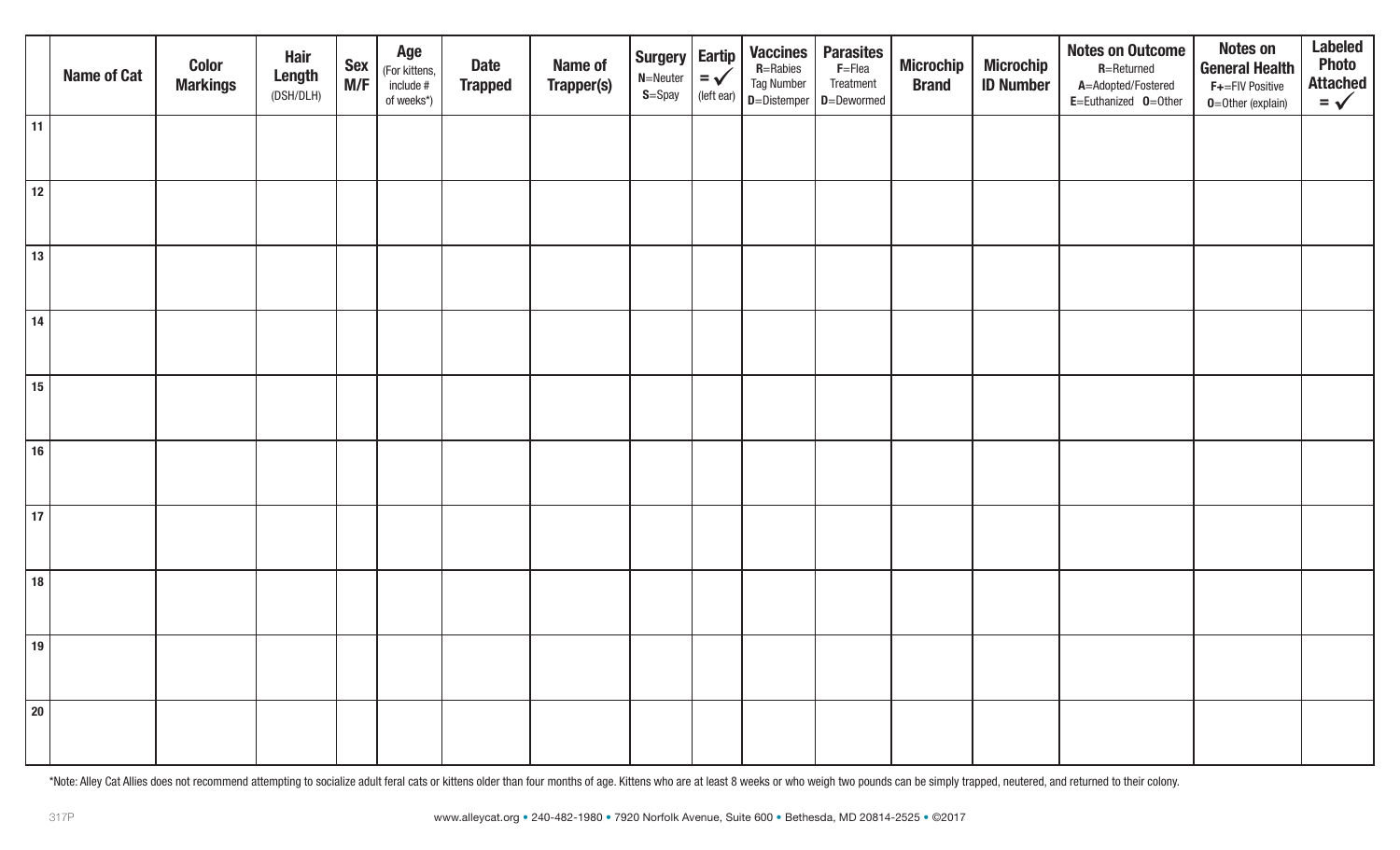| | Name of Cat | Color Markings | Hair Length (DSH/DLH) | Sex M/F | Age (For kittens, include # of weeks*) | Date Trapped | Name of Trapper(s) | Surgery N=Neuter S=Spay | Eartip = ✓ (left ear) | Vaccines R=Rabies Tag Number D=Distemper | Parasites F=Flea Treatment D=Dewormed | Microchip Brand | Microchip ID Number | Notes on Outcome R=Returned A=Adopted/Fostered E=Euthanized O=Other | Notes on General Health F+=FIV Positive O=Other (explain) | Labeled Photo Attached = ✓ |
|---|---|---|---|---|---|---|---|---|---|---|---|---|---|---|---|---|
| 11 | | | | | | | | | | | | | | | | |
| 12 | | | | | | | | | | | | | | | | |
| 13 | | | | | | | | | | | | | | | | |
| 14 | | | | | | | | | | | | | | | | |
| 15 | | | | | | | | | | | | | | | | |
| 16 | | | | | | | | | | | | | | | | |
| 17 | | | | | | | | | | | | | | | | |
| 18 | | | | | | | | | | | | | | | | |
| 19 | | | | | | | | | | | | | | | | |
| 20 | | | | | | | | | | | | | | | | |

*Note: Alley Cat Allies does not recommend attempting to socialize adult feral cats or kittens older than four months of age. Kittens who are at least 8 weeks or who weigh two pounds can be simply trapped, neutered, and returned to their colony.

317P

www.alleycat.org • 240-482-1980 • 7920 Norfolk Avenue, Suite 600 • Bethesda, MD 20814-2525 • ©2017